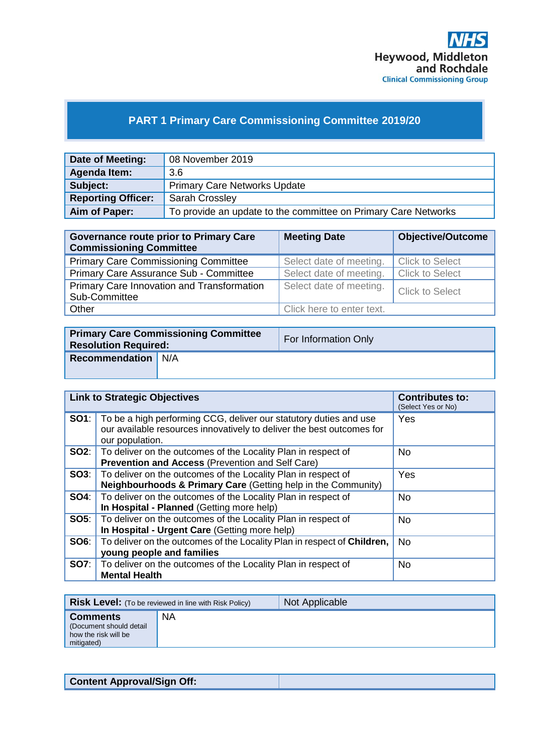NHS
Heywood, Middleton and Rochdale
Clinical Commissioning Group

# PART 1 Primary Care Commissioning Committee 2019/20

| | |
|---|---|
| **Date of Meeting:** | 08 November 2019 |
| **Agenda Item:** | 3.6 |
| **Subject:** | Primary Care Networks Update |
| **Reporting Officer:** | Sarah Crossley |
| **Aim of Paper:** | To provide an update to the committee on Primary Care Networks |

| **Governance route prior to Primary Care Commissioning Committee** | **Meeting Date** | **Objective/Outcome** |
|---|---|---|
| Primary Care Commissioning Committee | Select date of meeting. | Click to Select |
| Primary Care Assurance Sub - Committee | Select date of meeting. | Click to Select |
| Primary Care Innovation and Transformation Sub-Committee | Select date of meeting. | Click to Select |
| Other | Click here to enter text. | |

| | |
|---|---|
| **Primary Care Commissioning Committee Resolution Required:** | For Information Only |
| **Recommendation** | N/A |

| **Link to Strategic Objectives** | | **Contributes to:** (Select Yes or No) |
|---|---|---|
| **SO1**: | To be a high performing CCG, deliver our statutory duties and use our available resources innovatively to deliver the best outcomes for our population. | Yes |
| **SO2**: | To deliver on the outcomes of the Locality Plan in respect of **Prevention and Access** (Prevention and Self Care) | No |
| **SO3**: | To deliver on the outcomes of the Locality Plan in respect of **Neighbourhoods & Primary Care** (Getting help in the Community) | Yes |
| **SO4**: | To deliver on the outcomes of the Locality Plan in respect of **In Hospital - Planned** (Getting more help) | No |
| **SO5**: | To deliver on the outcomes of the Locality Plan in respect of **In Hospital - Urgent Care** (Getting more help) | No |
| **SO6**: | To deliver on the outcomes of the Locality Plan in respect of **Children, young people and families** | No |
| **SO7**: | To deliver on the outcomes of the Locality Plan in respect of **Mental Health** | No |

| | |
|---|---|
| **Risk Level:** (To be reviewed in line with Risk Policy) | Not Applicable |
| **Comments** (Document should detail how the risk will be mitigated) | NA |

| | |
|---|---|
| **Content Approval/Sign Off:** | |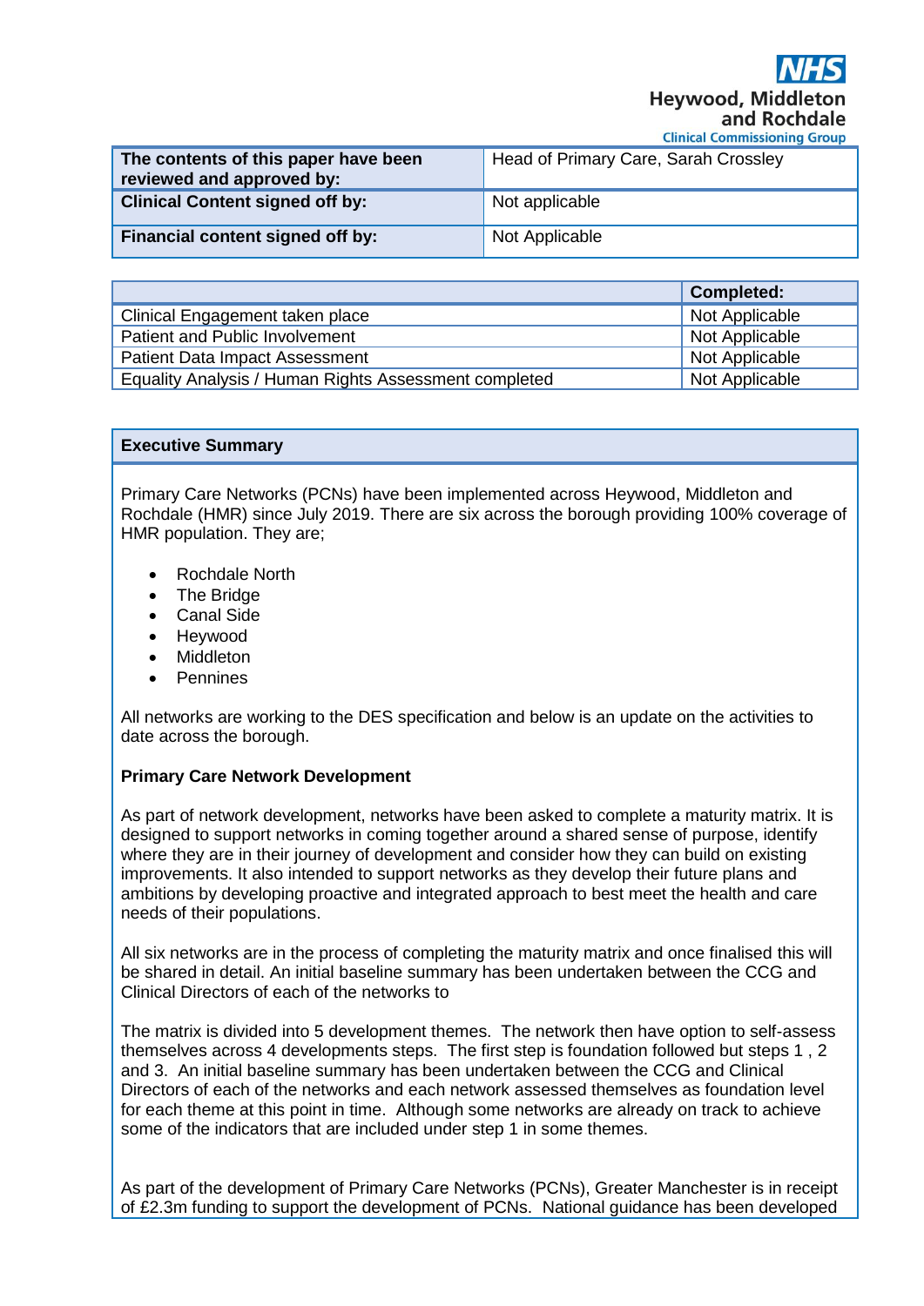**NHS Heywood, Middleton and Rochdale Clinical Commissioning Group**

| **The contents of this paper have been reviewed and approved by:** | Head of Primary Care, Sarah Crossley |
|---|---|
| **Clinical Content signed off by:** | Not applicable |
| **Financial content signed off by:** | Not Applicable |

| | **Completed:** |
|---|---|
| Clinical Engagement taken place | Not Applicable |
| Patient and Public Involvement | Not Applicable |
| Patient Data Impact Assessment | Not Applicable |
| Equality Analysis / Human Rights Assessment completed | Not Applicable |

**Executive Summary**

Primary Care Networks (PCNs) have been implemented across Heywood, Middleton and Rochdale (HMR) since July 2019. There are six across the borough providing 100% coverage of HMR population. They are;

- Rochdale North
- The Bridge
- Canal Side
- Heywood
- Middleton
- Pennines

All networks are working to the DES specification and below is an update on the activities to date across the borough.

**Primary Care Network Development**

As part of network development, networks have been asked to complete a maturity matrix. It is designed to support networks in coming together around a shared sense of purpose, identify where they are in their journey of development and consider how they can build on existing improvements. It also intended to support networks as they develop their future plans and ambitions by developing proactive and integrated approach to best meet the health and care needs of their populations.

All six networks are in the process of completing the maturity matrix and once finalised this will be shared in detail. An initial baseline summary has been undertaken between the CCG and Clinical Directors of each of the networks to

The matrix is divided into 5 development themes. The network then have option to self-assess themselves across 4 developments steps. The first step is foundation followed but steps 1 , 2 and 3. An initial baseline summary has been undertaken between the CCG and Clinical Directors of each of the networks and each network assessed themselves as foundation level for each theme at this point in time. Although some networks are already on track to achieve some of the indicators that are included under step 1 in some themes.

As part of the development of Primary Care Networks (PCNs), Greater Manchester is in receipt of £2.3m funding to support the development of PCNs. National guidance has been developed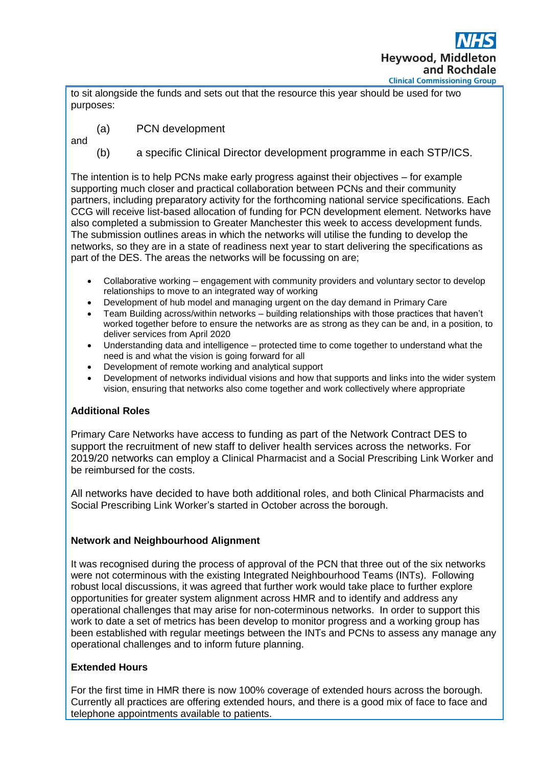to sit alongside the funds and sets out that the resource this year should be used for two purposes:

(a) PCN development

and

(b) a specific Clinical Director development programme in each STP/ICS.

The intention is to help PCNs make early progress against their objectives – for example supporting much closer and practical collaboration between PCNs and their community partners, including preparatory activity for the forthcoming national service specifications. Each CCG will receive list-based allocation of funding for PCN development element. Networks have also completed a submission to Greater Manchester this week to access development funds. The submission outlines areas in which the networks will utilise the funding to develop the networks, so they are in a state of readiness next year to start delivering the specifications as part of the DES. The areas the networks will be focussing on are;

- Collaborative working – engagement with community providers and voluntary sector to develop relationships to move to an integrated way of working
- Development of hub model and managing urgent on the day demand in Primary Care
- Team Building across/within networks – building relationships with those practices that haven't worked together before to ensure the networks are as strong as they can be and, in a position, to deliver services from April 2020
- Understanding data and intelligence – protected time to come together to understand what the need is and what the vision is going forward for all
- Development of remote working and analytical support
- Development of networks individual visions and how that supports and links into the wider system vision, ensuring that networks also come together and work collectively where appropriate

**Additional Roles**

Primary Care Networks have access to funding as part of the Network Contract DES to support the recruitment of new staff to deliver health services across the networks. For 2019/20 networks can employ a Clinical Pharmacist and a Social Prescribing Link Worker and be reimbursed for the costs.

All networks have decided to have both additional roles, and both Clinical Pharmacists and Social Prescribing Link Worker's started in October across the borough.

**Network and Neighbourhood Alignment**

It was recognised during the process of approval of the PCN that three out of the six networks were not coterminous with the existing Integrated Neighbourhood Teams (INTs). Following robust local discussions, it was agreed that further work would take place to further explore opportunities for greater system alignment across HMR and to identify and address any operational challenges that may arise for non-coterminous networks. In order to support this work to date a set of metrics has been develop to monitor progress and a working group has been established with regular meetings between the INTs and PCNs to assess any manage any operational challenges and to inform future planning.

**Extended Hours**

For the first time in HMR there is now 100% coverage of extended hours across the borough. Currently all practices are offering extended hours, and there is a good mix of face to face and telephone appointments available to patients.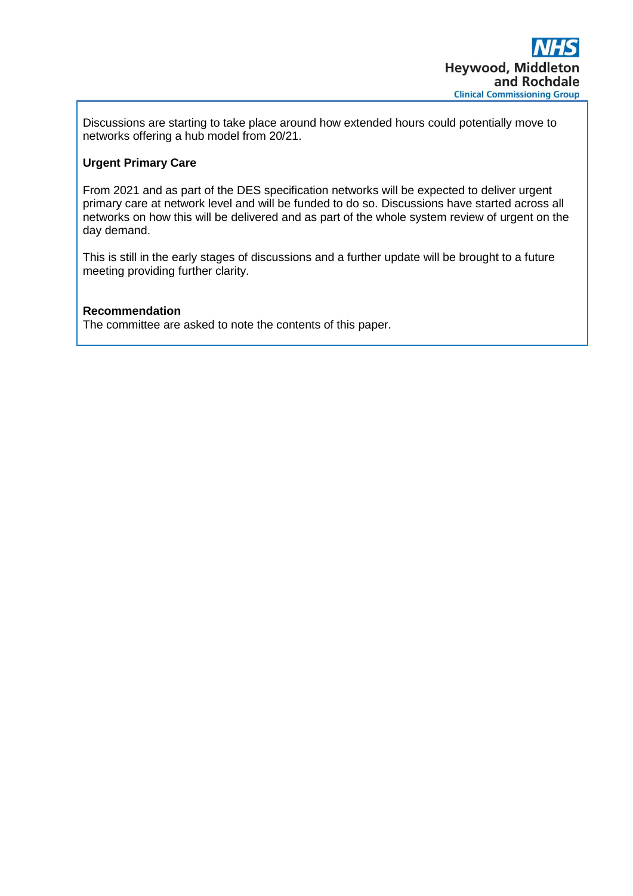Discussions are starting to take place around how extended hours could potentially move to networks offering a hub model from 20/21.

**Urgent Primary Care**

From 2021 and as part of the DES specification networks will be expected to deliver urgent primary care at network level and will be funded to do so. Discussions have started across all networks on how this will be delivered and as part of the whole system review of urgent on the day demand.

This is still in the early stages of discussions and a further update will be brought to a future meeting providing further clarity.

**Recommendation**
The committee are asked to note the contents of this paper.